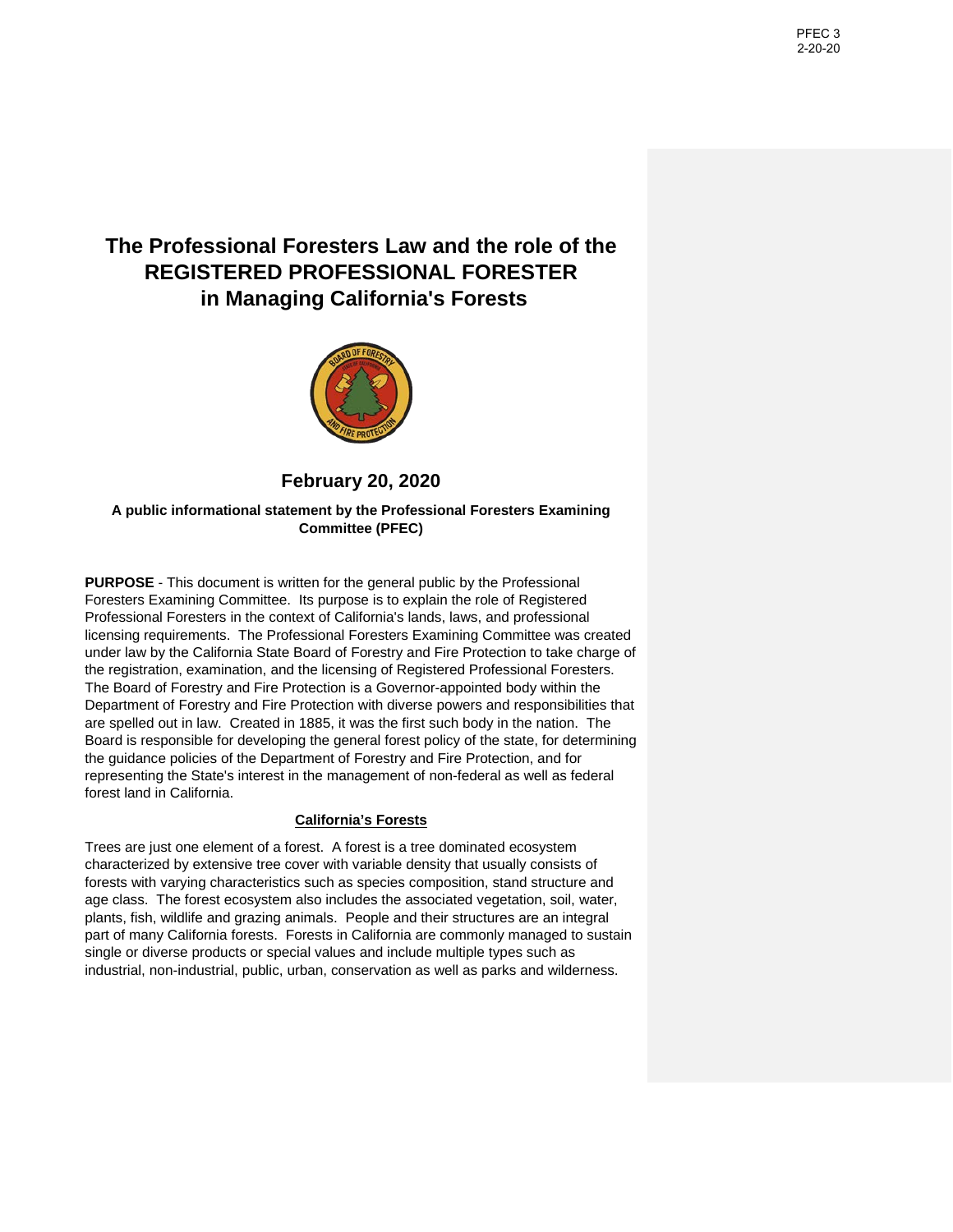# The Professional Foresters Law and the role of the REGISTERED PROFESSIONAL FORESTER in Managing California's Forests

## February 20, 2020

**A public informational statement by the Professional Foresters Examining Committee (PFEC)**

**PURPOSE** - This document is written for the general public by the Professional Foresters Examining Committee. Its purpose is to explain the role of Registered Professional Foresters in the context of California's lands, laws, and professional licensing requirements. The Professional Foresters Examining Committee was created under law by the California State Board of Forestry and Fire Protection to take charge of the registration, examination, and the licensing of Registered Professional Foresters. The Board of Forestry and Fire Protection is a Governor-appointed body within the Department of Forestry and Fire Protection with diverse powers and responsibilities that are spelled out in law. Created in 1885, it was the first such body in the nation. The Board is responsible for developing the general forest policy of the state, for determining the guidance policies of the Department of Forestry and Fire Protection, and for representing the State's interest in the management of non-federal as well as federal forest land in California.

### California's Forests

Trees are just one element of a forest. A forest is a tree dominated ecosystem characterized by extensive tree cover with variable density that usually consists of forests with varying characteristics such as species composition, stand structure and age class. The forest ecosystem also includes the associated vegetation, soil, water, plants, fish, wildlife and grazing animals. People and their structures are an integral part of many California forests. Forests in California are commonly managed to sustain single or diverse products or special values and include multiple types such as industrial, non-industrial, public, urban, conservation as well as parks and wilderness.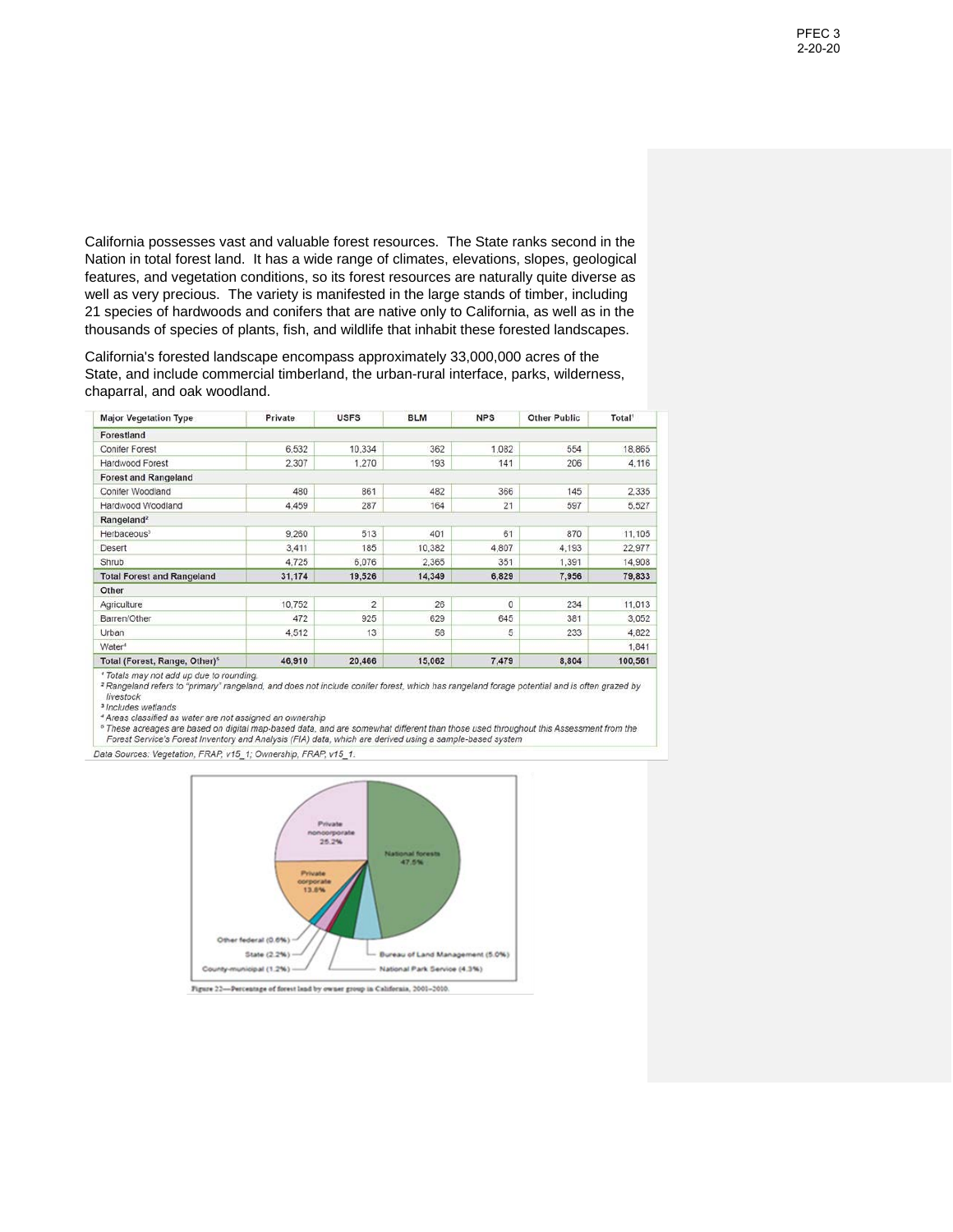California possesses vast and valuable forest resources. The State ranks second in the Nation in total forest land. It has a wide range of climates, elevations, slopes, geological features, and vegetation conditions, so its forest resources are naturally quite diverse as well as very precious. The variety is manifested in the large stands of timber, including 21 species of hardwoods and conifers that are native only to California, as well as in the thousands of species of plants, fish, and wildlife that inhabit these forested landscapes.

California's forested landscape encompass approximately 33,000,000 acres of the State, and include commercial timberland, the urban-rural interface, parks, wilderness, chaparral, and oak woodland.

| Major Vegetation Type | Private | USFS | BLM | NPS | Other Public | Total[1] |
|---|---|---|---|---|---|---|
| **Forestland** | | | | | | |
| Conifer Forest | 6,532 | 10,334 | 362 | 1,082 | 554 | 18,865 |
| Hardwood Forest | 2,307 | 1,270 | 193 | 141 | 206 | 4,116 |
| **Forest and Rangeland** | | | | | | |
| Conifer Woodland | 480 | 861 | 482 | 366 | 145 | 2,335 |
| Hardwood Woodland | 4,459 | 287 | 164 | 21 | 597 | 5,527 |
| **Rangeland[2]** | | | | | | |
| Herbaceous[3] | 9,260 | 513 | 401 | 61 | 870 | 11,105 |
| Desert | 3,411 | 185 | 10,382 | 4,807 | 4,193 | 22,977 |
| Shrub | 4,725 | 6,076 | 2,365 | 351 | 1,391 | 14,908 |
| **Total Forest and Rangeland** | **31,174** | **19,526** | **14,349** | **6,829** | **7,956** | **79,833** |
| **Other** | | | | | | |
| Agriculture | 10,752 | 2 | 26 | 0 | 234 | 11,013 |
| Barren/Other | 472 | 925 | 629 | 645 | 381 | 3,052 |
| Urban | 4,512 | 13 | 58 | 5 | 233 | 4,822 |
| Water[4] | | | | | | 1,841 |
| **Total (Forest, Range, Other)[5]** | **46,910** | **20,466** | **15,062** | **7,479** | **8,804** | **100,561** |

[1] Totals may not add up due to rounding.
[2] Rangeland refers to "primary" rangeland, and does not include conifer forest, which has rangeland forage potential and is often grazed by livestock
[3] Includes wetlands
[4] Areas classified as water are not assigned an ownership
[5] These acreages are based on digital map-based data, and are somewhat different than those used throughout this Assessment from the Forest Service's Forest Inventory and Analysis (FIA) data, which are derived using a sample-based system

*Data Sources: Vegetation, FRAP, v15_1; Ownership, FRAP, v15_1.*

Figure 22—Percentage of forest land by owner group in California, 2001–2010.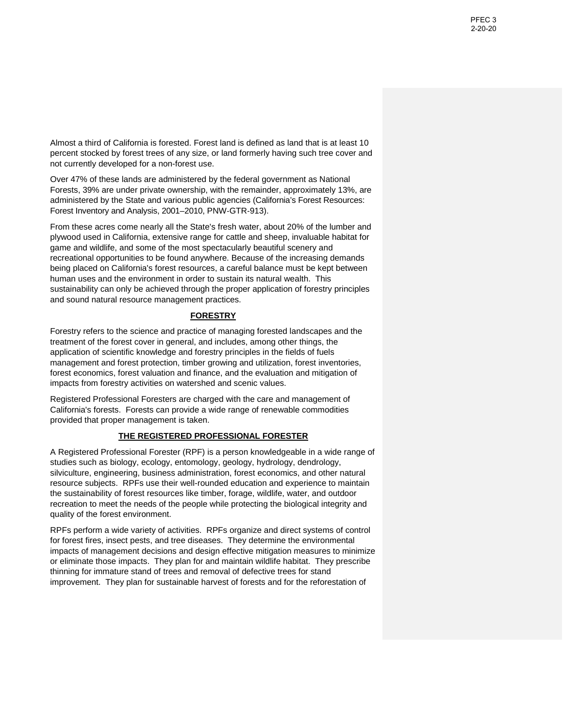Almost a third of California is forested. Forest land is defined as land that is at least 10 percent stocked by forest trees of any size, or land formerly having such tree cover and not currently developed for a non-forest use.

Over 47% of these lands are administered by the federal government as National Forests, 39% are under private ownership, with the remainder, approximately 13%, are administered by the State and various public agencies (California's Forest Resources: Forest Inventory and Analysis, 2001–2010, PNW-GTR-913).

From these acres come nearly all the State's fresh water, about 20% of the lumber and plywood used in California, extensive range for cattle and sheep, invaluable habitat for game and wildlife, and some of the most spectacularly beautiful scenery and recreational opportunities to be found anywhere. Because of the increasing demands being placed on California's forest resources, a careful balance must be kept between human uses and the environment in order to sustain its natural wealth. This sustainability can only be achieved through the proper application of forestry principles and sound natural resource management practices.

## FORESTRY

Forestry refers to the science and practice of managing forested landscapes and the treatment of the forest cover in general, and includes, among other things, the application of scientific knowledge and forestry principles in the fields of fuels management and forest protection, timber growing and utilization, forest inventories, forest economics, forest valuation and finance, and the evaluation and mitigation of impacts from forestry activities on watershed and scenic values.

Registered Professional Foresters are charged with the care and management of California's forests. Forests can provide a wide range of renewable commodities provided that proper management is taken.

## THE REGISTERED PROFESSIONAL FORESTER

A Registered Professional Forester (RPF) is a person knowledgeable in a wide range of studies such as biology, ecology, entomology, geology, hydrology, dendrology, silviculture, engineering, business administration, forest economics, and other natural resource subjects. RPFs use their well-rounded education and experience to maintain the sustainability of forest resources like timber, forage, wildlife, water, and outdoor recreation to meet the needs of the people while protecting the biological integrity and quality of the forest environment.

RPFs perform a wide variety of activities. RPFs organize and direct systems of control for forest fires, insect pests, and tree diseases. They determine the environmental impacts of management decisions and design effective mitigation measures to minimize or eliminate those impacts. They plan for and maintain wildlife habitat. They prescribe thinning for immature stand of trees and removal of defective trees for stand improvement. They plan for sustainable harvest of forests and for the reforestation of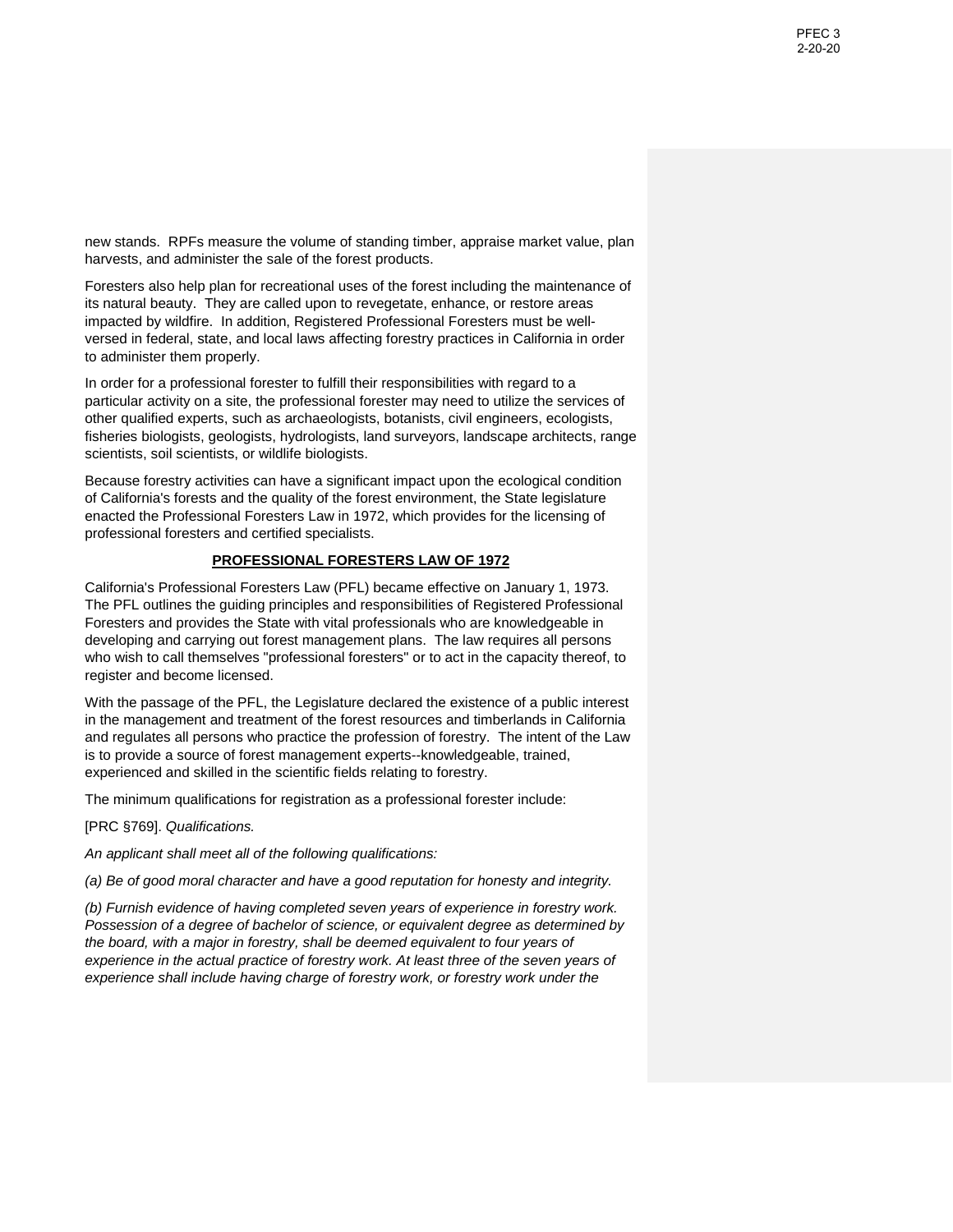new stands. RPFs measure the volume of standing timber, appraise market value, plan harvests, and administer the sale of the forest products.

Foresters also help plan for recreational uses of the forest including the maintenance of its natural beauty. They are called upon to revegetate, enhance, or restore areas impacted by wildfire. In addition, Registered Professional Foresters must be well-versed in federal, state, and local laws affecting forestry practices in California in order to administer them properly.

In order for a professional forester to fulfill their responsibilities with regard to a particular activity on a site, the professional forester may need to utilize the services of other qualified experts, such as archaeologists, botanists, civil engineers, ecologists, fisheries biologists, geologists, hydrologists, land surveyors, landscape architects, range scientists, soil scientists, or wildlife biologists.

Because forestry activities can have a significant impact upon the ecological condition of California's forests and the quality of the forest environment, the State legislature enacted the Professional Foresters Law in 1972, which provides for the licensing of professional foresters and certified specialists.

## PROFESSIONAL FORESTERS LAW OF 1972

California's Professional Foresters Law (PFL) became effective on January 1, 1973. The PFL outlines the guiding principles and responsibilities of Registered Professional Foresters and provides the State with vital professionals who are knowledgeable in developing and carrying out forest management plans. The law requires all persons who wish to call themselves "professional foresters" or to act in the capacity thereof, to register and become licensed.

With the passage of the PFL, the Legislature declared the existence of a public interest in the management and treatment of the forest resources and timberlands in California and regulates all persons who practice the profession of forestry. The intent of the Law is to provide a source of forest management experts--knowledgeable, trained, experienced and skilled in the scientific fields relating to forestry.

The minimum qualifications for registration as a professional forester include:

[PRC §769]. *Qualifications.*

*An applicant shall meet all of the following qualifications:*

*(a) Be of good moral character and have a good reputation for honesty and integrity.*

*(b) Furnish evidence of having completed seven years of experience in forestry work. Possession of a degree of bachelor of science, or equivalent degree as determined by the board, with a major in forestry, shall be deemed equivalent to four years of experience in the actual practice of forestry work. At least three of the seven years of experience shall include having charge of forestry work, or forestry work under the*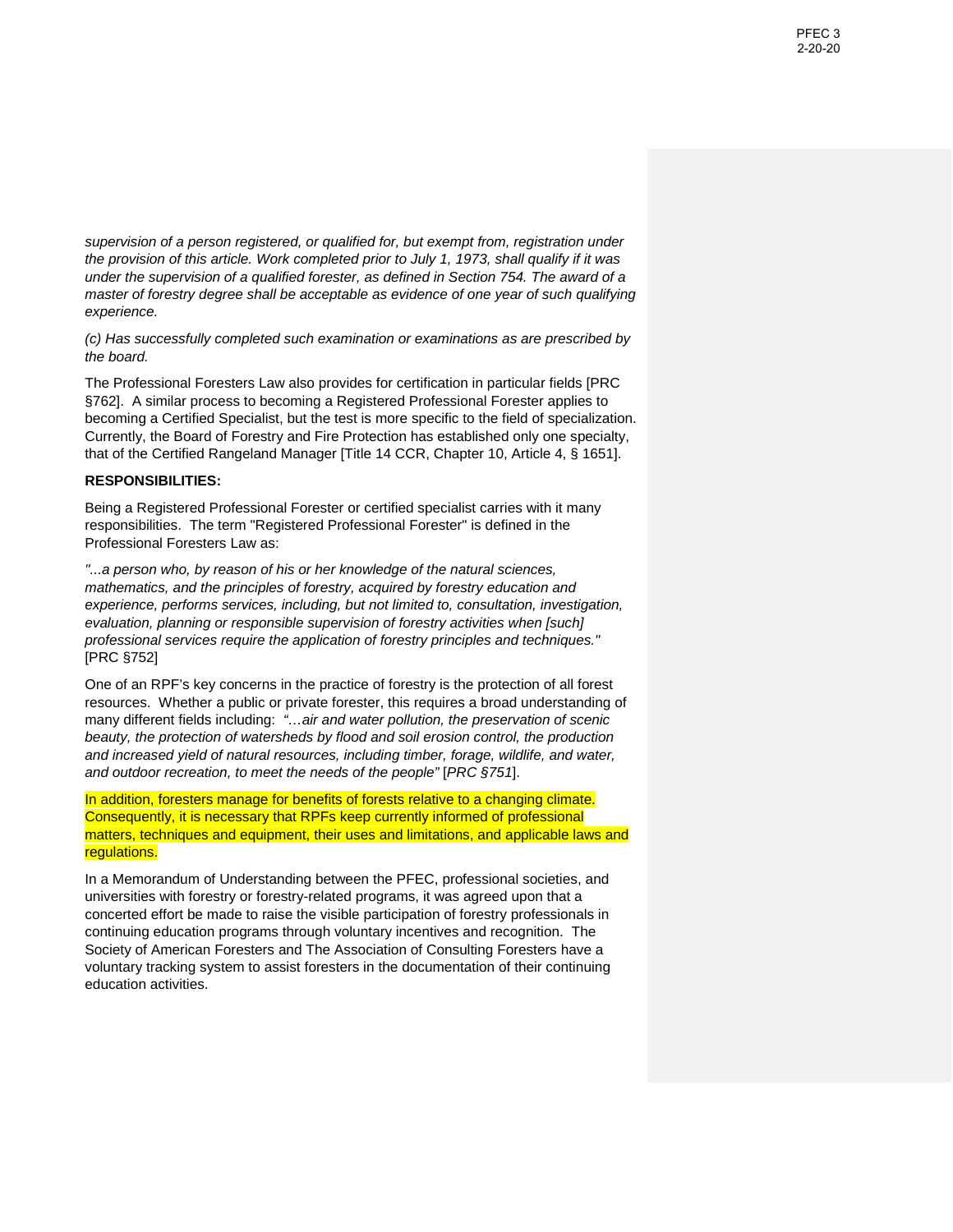*supervision of a person registered, or qualified for, but exempt from, registration under the provision of this article. Work completed prior to July 1, 1973, shall qualify if it was under the supervision of a qualified forester, as defined in Section 754. The award of a master of forestry degree shall be acceptable as evidence of one year of such qualifying experience.*

*(c) Has successfully completed such examination or examinations as are prescribed by the board.*

The Professional Foresters Law also provides for certification in particular fields [PRC §762]. A similar process to becoming a Registered Professional Forester applies to becoming a Certified Specialist, but the test is more specific to the field of specialization. Currently, the Board of Forestry and Fire Protection has established only one specialty, that of the Certified Rangeland Manager [Title 14 CCR, Chapter 10, Article 4, § 1651].

**RESPONSIBILITIES:**

Being a Registered Professional Forester or certified specialist carries with it many responsibilities. The term "Registered Professional Forester" is defined in the Professional Foresters Law as:

*"...a person who, by reason of his or her knowledge of the natural sciences, mathematics, and the principles of forestry, acquired by forestry education and experience, performs services, including, but not limited to, consultation, investigation, evaluation, planning or responsible supervision of forestry activities when [such] professional services require the application of forestry principles and techniques."* [PRC §752]

One of an RPF's key concerns in the practice of forestry is the protection of all forest resources. Whether a public or private forester, this requires a broad understanding of many different fields including: *"…air and water pollution, the preservation of scenic beauty, the protection of watersheds by flood and soil erosion control, the production and increased yield of natural resources, including timber, forage, wildlife, and water, and outdoor recreation, to meet the needs of the people"* [*PRC §751*].

In addition, foresters manage for benefits of forests relative to a changing climate. Consequently, it is necessary that RPFs keep currently informed of professional matters, techniques and equipment, their uses and limitations, and applicable laws and regulations.

In a Memorandum of Understanding between the PFEC, professional societies, and universities with forestry or forestry-related programs, it was agreed upon that a concerted effort be made to raise the visible participation of forestry professionals in continuing education programs through voluntary incentives and recognition. The Society of American Foresters and The Association of Consulting Foresters have a voluntary tracking system to assist foresters in the documentation of their continuing education activities.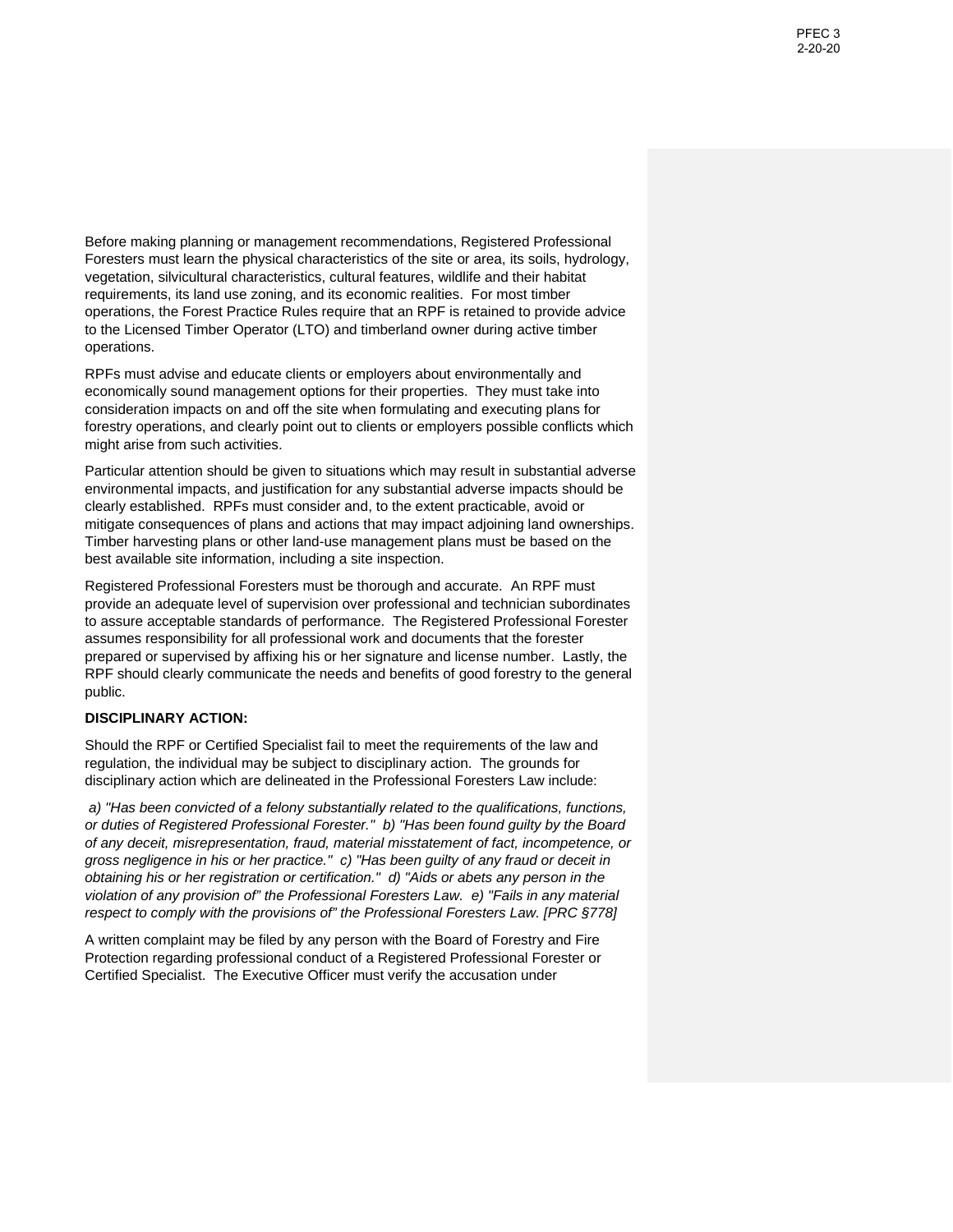Before making planning or management recommendations, Registered Professional Foresters must learn the physical characteristics of the site or area, its soils, hydrology, vegetation, silvicultural characteristics, cultural features, wildlife and their habitat requirements, its land use zoning, and its economic realities. For most timber operations, the Forest Practice Rules require that an RPF is retained to provide advice to the Licensed Timber Operator (LTO) and timberland owner during active timber operations.

RPFs must advise and educate clients or employers about environmentally and economically sound management options for their properties. They must take into consideration impacts on and off the site when formulating and executing plans for forestry operations, and clearly point out to clients or employers possible conflicts which might arise from such activities.

Particular attention should be given to situations which may result in substantial adverse environmental impacts, and justification for any substantial adverse impacts should be clearly established. RPFs must consider and, to the extent practicable, avoid or mitigate consequences of plans and actions that may impact adjoining land ownerships. Timber harvesting plans or other land-use management plans must be based on the best available site information, including a site inspection.

Registered Professional Foresters must be thorough and accurate. An RPF must provide an adequate level of supervision over professional and technician subordinates to assure acceptable standards of performance. The Registered Professional Forester assumes responsibility for all professional work and documents that the forester prepared or supervised by affixing his or her signature and license number. Lastly, the RPF should clearly communicate the needs and benefits of good forestry to the general public.

**DISCIPLINARY ACTION:**

Should the RPF or Certified Specialist fail to meet the requirements of the law and regulation, the individual may be subject to disciplinary action. The grounds for disciplinary action which are delineated in the Professional Foresters Law include:

*a) "Has been convicted of a felony substantially related to the qualifications, functions, or duties of Registered Professional Forester." b) "Has been found guilty by the Board of any deceit, misrepresentation, fraud, material misstatement of fact, incompetence, or gross negligence in his or her practice." c) "Has been guilty of any fraud or deceit in obtaining his or her registration or certification." d) "Aids or abets any person in the violation of any provision of" the Professional Foresters Law. e) "Fails in any material respect to comply with the provisions of" the Professional Foresters Law. [PRC §778]*

A written complaint may be filed by any person with the Board of Forestry and Fire Protection regarding professional conduct of a Registered Professional Forester or Certified Specialist. The Executive Officer must verify the accusation under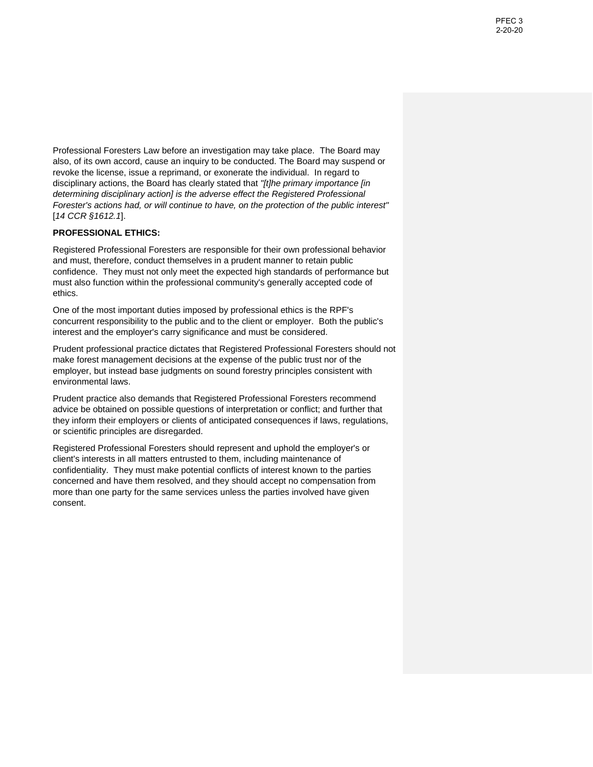Professional Foresters Law before an investigation may take place. The Board may also, of its own accord, cause an inquiry to be conducted. The Board may suspend or revoke the license, issue a reprimand, or exonerate the individual. In regard to disciplinary actions, the Board has clearly stated that *"[t]he primary importance [in determining disciplinary action] is the adverse effect the Registered Professional Forester's actions had, or will continue to have, on the protection of the public interest"* [*14 CCR §1612.1*].

**PROFESSIONAL ETHICS:**

Registered Professional Foresters are responsible for their own professional behavior and must, therefore, conduct themselves in a prudent manner to retain public confidence. They must not only meet the expected high standards of performance but must also function within the professional community's generally accepted code of ethics.

One of the most important duties imposed by professional ethics is the RPF's concurrent responsibility to the public and to the client or employer. Both the public's interest and the employer's carry significance and must be considered.

Prudent professional practice dictates that Registered Professional Foresters should not make forest management decisions at the expense of the public trust nor of the employer, but instead base judgments on sound forestry principles consistent with environmental laws.

Prudent practice also demands that Registered Professional Foresters recommend advice be obtained on possible questions of interpretation or conflict; and further that they inform their employers or clients of anticipated consequences if laws, regulations, or scientific principles are disregarded.

Registered Professional Foresters should represent and uphold the employer's or client's interests in all matters entrusted to them, including maintenance of confidentiality. They must make potential conflicts of interest known to the parties concerned and have them resolved, and they should accept no compensation from more than one party for the same services unless the parties involved have given consent.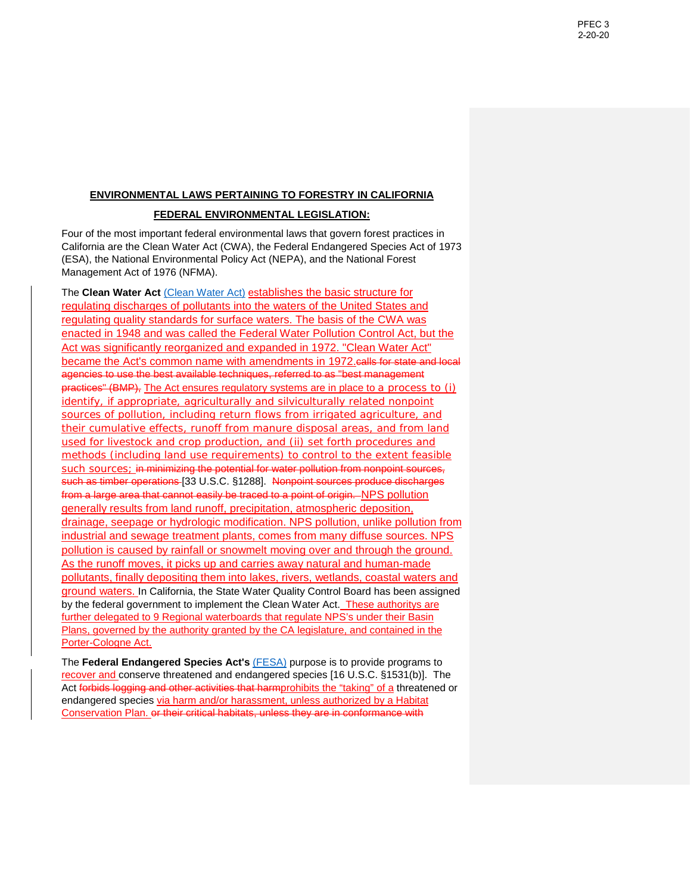## ENVIRONMENTAL LAWS PERTAINING TO FORESTRY IN CALIFORNIA

### FEDERAL ENVIRONMENTAL LEGISLATION:

Four of the most important federal environmental laws that govern forest practices in California are the Clean Water Act (CWA), the Federal Endangered Species Act of 1973 (ESA), the National Environmental Policy Act (NEPA), and the National Forest Management Act of 1976 (NFMA).

The **Clean Water Act** (Clean Water Act) establishes the basic structure for regulating discharges of pollutants into the waters of the United States and regulating quality standards for surface waters. The basis of the CWA was enacted in 1948 and was called the Federal Water Pollution Control Act, but the Act was significantly reorganized and expanded in 1972. "Clean Water Act" became the Act's common name with amendments in 1972.~~calls for state and local agencies to use the best available techniques, referred to as "best management practices" (BMP),~~ The Act ensures regulatory systems are in place to a process to (i) identify, if appropriate, agriculturally and silviculturally related nonpoint sources of pollution, including return flows from irrigated agriculture, and their cumulative effects, runoff from manure disposal areas, and from land used for livestock and crop production, and (ii) set forth procedures and methods (including land use requirements) to control to the extent feasible such sources; ~~in minimizing the potential for water pollution from nonpoint sources, such as timber operations~~ [33 U.S.C. §1288]. ~~Nonpoint sources produce discharges from a large area that cannot easily be traced to a point of origin.~~ NPS pollution generally results from land runoff, precipitation, atmospheric deposition, drainage, seepage or hydrologic modification. NPS pollution, unlike pollution from industrial and sewage treatment plants, comes from many diffuse sources. NPS pollution is caused by rainfall or snowmelt moving over and through the ground. As the runoff moves, it picks up and carries away natural and human-made pollutants, finally depositing them into lakes, rivers, wetlands, coastal waters and ground waters. In California, the State Water Quality Control Board has been assigned by the federal government to implement the Clean Water Act. These authoritys are further delegated to 9 Regional waterboards that regulate NPS's under their Basin Plans, governed by the authority granted by the CA legislature, and contained in the Porter-Cologne Act.

The **Federal Endangered Species Act's** (FESA) purpose is to provide programs to recover and conserve threatened and endangered species [16 U.S.C. §1531(b)]. The Act ~~forbids logging and other activities that harm~~prohibits the "taking" of a threatened or endangered species via harm and/or harassment, unless authorized by a Habitat Conservation Plan. ~~or their critical habitats, unless they are in conformance with~~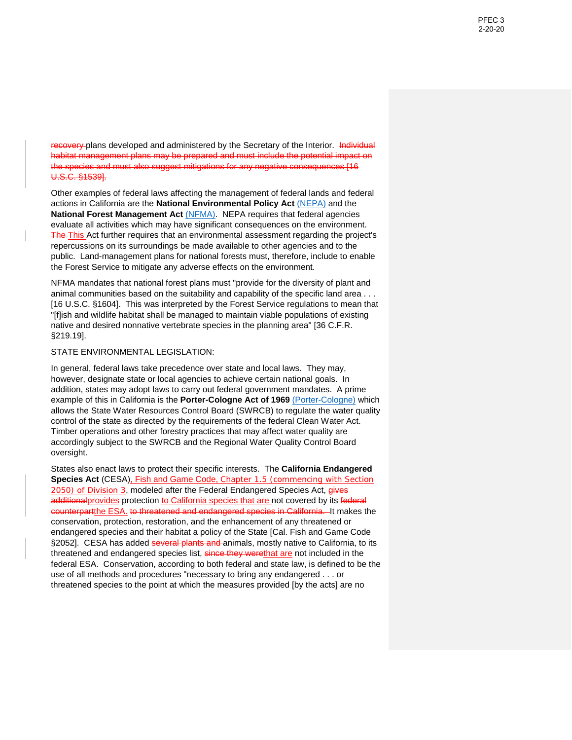~~recovery~~ plans developed and administered by the Secretary of the Interior. ~~Individual habitat management plans may be prepared and must include the potential impact on the species and must also suggest mitigations for any negative consequences [16 U.S.C. §1539].~~

Other examples of federal laws affecting the management of federal lands and federal actions in California are the **National Environmental Policy Act** (NEPA) and the **National Forest Management Act** (NFMA). NEPA requires that federal agencies evaluate all activities which may have significant consequences on the environment. ~~The~~ This Act further requires that an environmental assessment regarding the project's repercussions on its surroundings be made available to other agencies and to the public. Land-management plans for national forests must, therefore, include to enable the Forest Service to mitigate any adverse effects on the environment.

NFMA mandates that national forest plans must "provide for the diversity of plant and animal communities based on the suitability and capability of the specific land area . . . [16 U.S.C. §1604]. This was interpreted by the Forest Service regulations to mean that "[f]ish and wildlife habitat shall be managed to maintain viable populations of existing native and desired nonnative vertebrate species in the planning area" [36 C.F.R. §219.19].

STATE ENVIRONMENTAL LEGISLATION:

In general, federal laws take precedence over state and local laws. They may, however, designate state or local agencies to achieve certain national goals. In addition, states may adopt laws to carry out federal government mandates. A prime example of this in California is the **Porter-Cologne Act of 1969** (Porter-Cologne) which allows the State Water Resources Control Board (SWRCB) to regulate the water quality control of the state as directed by the requirements of the federal Clean Water Act. Timber operations and other forestry practices that may affect water quality are accordingly subject to the SWRCB and the Regional Water Quality Control Board oversight.

States also enact laws to protect their specific interests. The **California Endangered Species Act** (CESA), Fish and Game Code, Chapter 1.5 (commencing with Section 2050) of Division 3, modeled after the Federal Endangered Species Act, ~~gives additional~~provides protection to California species that are not covered by its ~~federal counterpart~~the ESA. ~~to threatened and endangered species in California.~~ It makes the conservation, protection, restoration, and the enhancement of any threatened or endangered species and their habitat a policy of the State [Cal. Fish and Game Code §2052]. CESA has added ~~several plants and~~ animals, mostly native to California, to its threatened and endangered species list, ~~since they were~~that are not included in the federal ESA. Conservation, according to both federal and state law, is defined to be the use of all methods and procedures "necessary to bring any endangered . . . or threatened species to the point at which the measures provided [by the acts] are no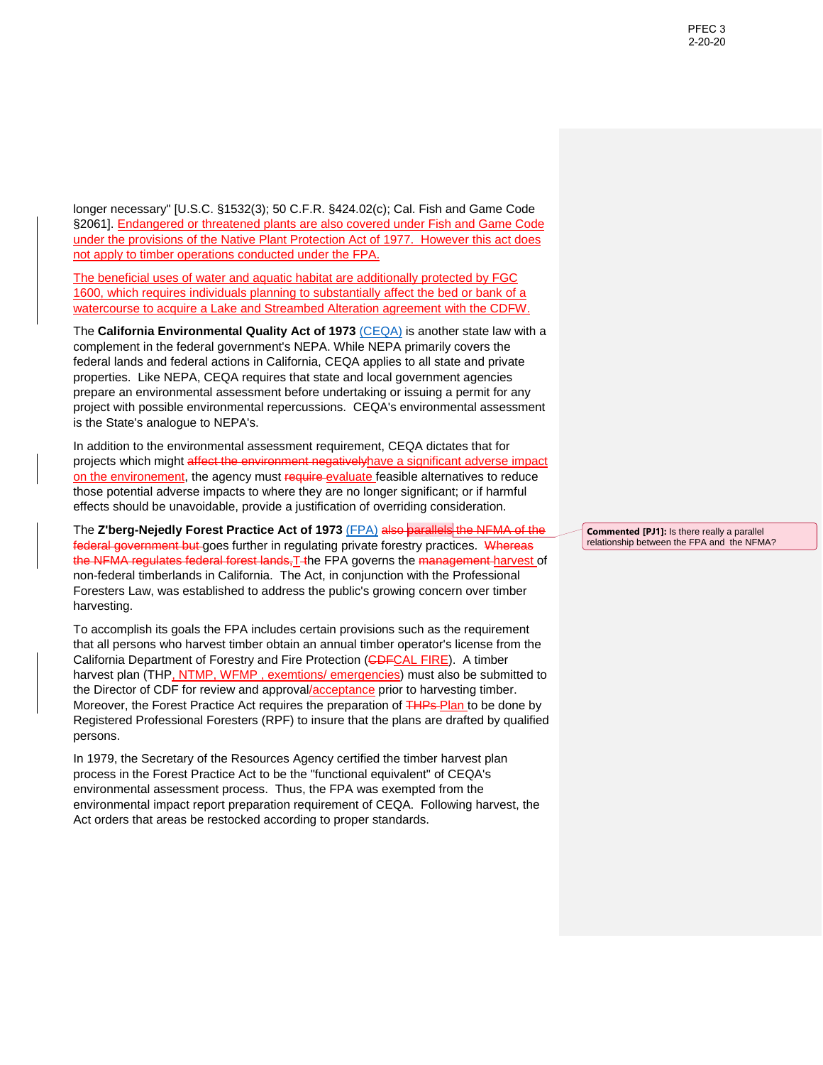longer necessary" [U.S.C. §1532(3); 50 C.F.R. §424.02(c); Cal. Fish and Game Code §2061]. Endangered or threatened plants are also covered under Fish and Game Code under the provisions of the Native Plant Protection Act of 1977. However this act does not apply to timber operations conducted under the FPA.

The beneficial uses of water and aquatic habitat are additionally protected by FGC 1600, which requires individuals planning to substantially affect the bed or bank of a watercourse to acquire a Lake and Streambed Alteration agreement with the CDFW.

The **California Environmental Quality Act of 1973** (CEQA) is another state law with a complement in the federal government's NEPA. While NEPA primarily covers the federal lands and federal actions in California, CEQA applies to all state and private properties. Like NEPA, CEQA requires that state and local government agencies prepare an environmental assessment before undertaking or issuing a permit for any project with possible environmental repercussions. CEQA's environmental assessment is the State's analogue to NEPA's.

In addition to the environmental assessment requirement, CEQA dictates that for projects which might ~~affect the environment negatively~~have a significant adverse impact on the environement, the agency must ~~require~~ evaluate feasible alternatives to reduce those potential adverse impacts to where they are no longer significant; or if harmful effects should be unavoidable, provide a justification of overriding consideration.

The **Z'berg-Nejedly Forest Practice Act of 1973** (FPA) ~~also parallels the NFMA of the federal government but~~ goes further in regulating private forestry practices. ~~Whereas the NFMA regulates federal forest lands,~~ T~~t~~he FPA governs the ~~management~~ harvest of non-federal timberlands in California. The Act, in conjunction with the Professional Foresters Law, was established to address the public's growing concern over timber harvesting.

> **Commented [PJ1]:** Is there really a parallel relationship between the FPA and the NFMA?

To accomplish its goals the FPA includes certain provisions such as the requirement that all persons who harvest timber obtain an annual timber operator's license from the California Department of Forestry and Fire Protection (~~CDF~~CAL FIRE). A timber harvest plan (THP, NTMP, WFMP , exemtions/ emergencies) must also be submitted to the Director of CDF for review and approval/acceptance prior to harvesting timber. Moreover, the Forest Practice Act requires the preparation of ~~THPs~~ Plan to be done by Registered Professional Foresters (RPF) to insure that the plans are drafted by qualified persons.

In 1979, the Secretary of the Resources Agency certified the timber harvest plan process in the Forest Practice Act to be the "functional equivalent" of CEQA's environmental assessment process. Thus, the FPA was exempted from the environmental impact report preparation requirement of CEQA. Following harvest, the Act orders that areas be restocked according to proper standards.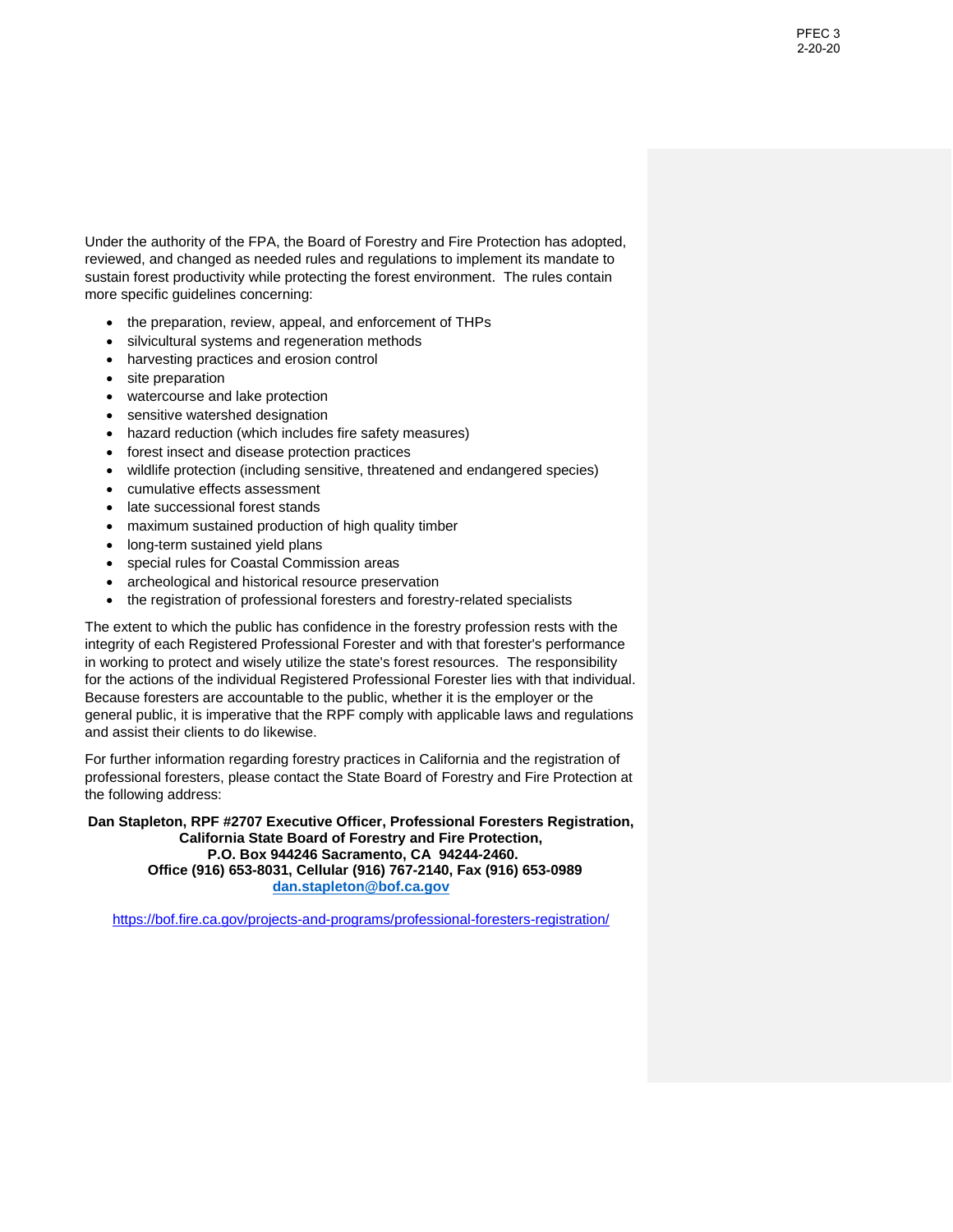Under the authority of the FPA, the Board of Forestry and Fire Protection has adopted, reviewed, and changed as needed rules and regulations to implement its mandate to sustain forest productivity while protecting the forest environment. The rules contain more specific guidelines concerning:

- the preparation, review, appeal, and enforcement of THPs
- silvicultural systems and regeneration methods
- harvesting practices and erosion control
- site preparation
- watercourse and lake protection
- sensitive watershed designation
- hazard reduction (which includes fire safety measures)
- forest insect and disease protection practices
- wildlife protection (including sensitive, threatened and endangered species)
- cumulative effects assessment
- late successional forest stands
- maximum sustained production of high quality timber
- long-term sustained yield plans
- special rules for Coastal Commission areas
- archeological and historical resource preservation
- the registration of professional foresters and forestry-related specialists

The extent to which the public has confidence in the forestry profession rests with the integrity of each Registered Professional Forester and with that forester's performance in working to protect and wisely utilize the state's forest resources. The responsibility for the actions of the individual Registered Professional Forester lies with that individual. Because foresters are accountable to the public, whether it is the employer or the general public, it is imperative that the RPF comply with applicable laws and regulations and assist their clients to do likewise.

For further information regarding forestry practices in California and the registration of professional foresters, please contact the State Board of Forestry and Fire Protection at the following address:

**Dan Stapleton, RPF #2707 Executive Officer, Professional Foresters Registration,**
**California State Board of Forestry and Fire Protection,**
**P.O. Box 944246 Sacramento, CA 94244-2460.**
**Office (916) 653-8031, Cellular (916) 767-2140, Fax (916) 653-0989**
**dan.stapleton@bof.ca.gov**

https://bof.fire.ca.gov/projects-and-programs/professional-foresters-registration/